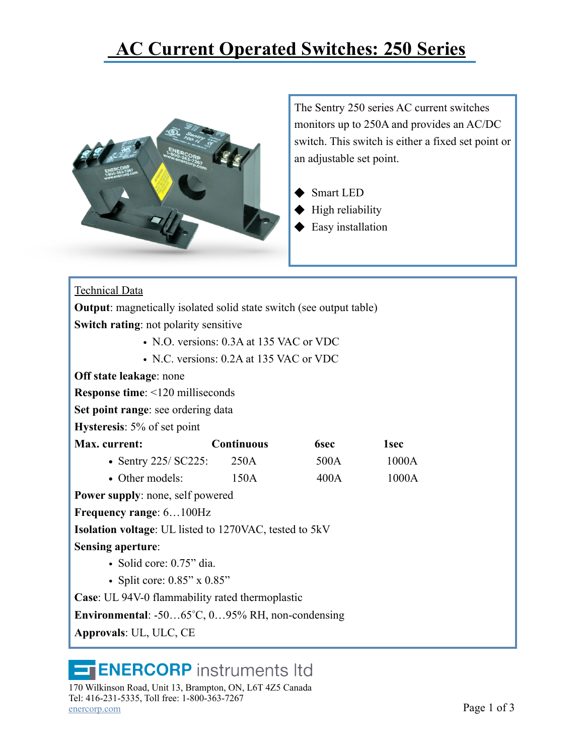# AC Current Operated Switches: 250 Series

The Sentry 250 series AC current switches monitors up to 250A and provides an AC/DC switch. This switch is either a fixed set point or an adjustable set point.

- Smart LED
- High reliability
- Easy installation

Technical Data

**Output**: magnetically isolated solid state switch (see output table)

**Switch rating**: not polarity sensitive

- N.O. versions: 0.3A at 135 VAC or VDC
- N.C. versions: 0.2A at 135 VAC or VDC

**Off state leakage**: none

**Response time**: <120 milliseconds

**Set point range**: see ordering data

**Hysteresis**: 5% of set point

| **Max. current:** | **Continuous** | **6sec** | **1sec** |
|---|---|---|---|
| • Sentry 225/ SC225: | 250A | 500A | 1000A |
| • Other models: | 150A | 400A | 1000A |

**Power supply**: none, self powered

**Frequency range**: 6…100Hz

**Isolation voltage**: UL listed to 1270VAC, tested to 5kV

**Sensing aperture**:

- Solid core: 0.75” dia.
- Split core: 0.85” x 0.85”

**Case**: UL 94V-0 flammability rated thermoplastic

**Environmental**: -50…65°C, 0…95% RH, non-condensing

**Approvals**: UL, ULC, CE

**ENERCORP** instruments ltd

170 Wilkinson Road, Unit 13, Brampton, ON, L6T 4Z5 Canada
Tel: 416-231-5335, Toll free: 1-800-363-7267
enercorp.com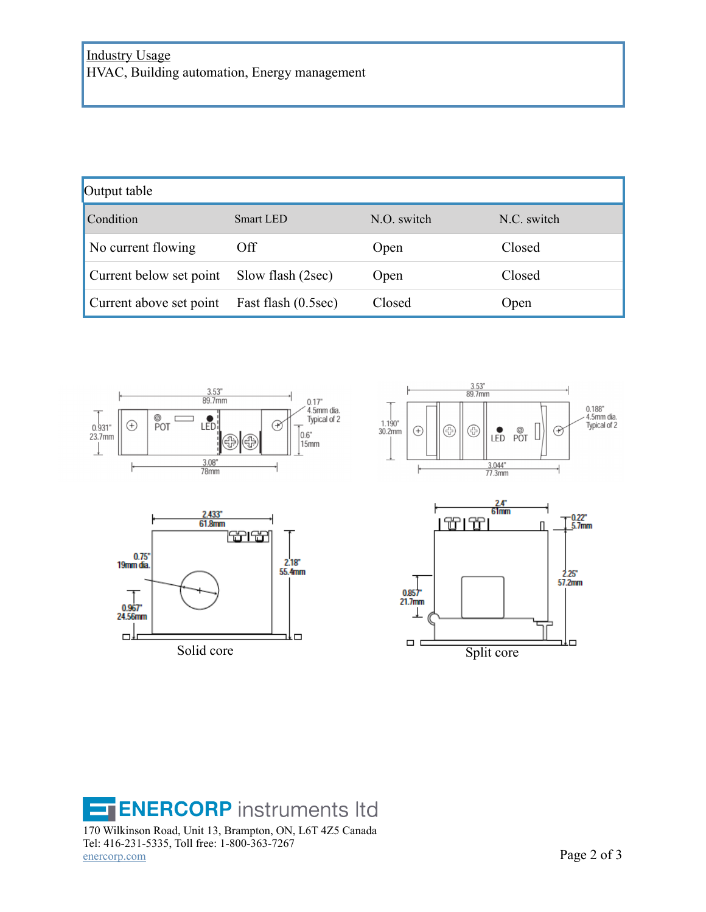Industry Usage
HVAC, Building automation, Energy management

Output table

| Condition | Smart LED | N.O. switch | N.C. switch |
|---|---|---|---|
| No current flowing | Off | Open | Closed |
| Current below set point | Slow flash (2sec) | Open | Closed |
| Current above set point | Fast flash (0.5sec) | Closed | Open |

Solid core

Split core

ENERCORP instruments ltd
170 Wilkinson Road, Unit 13, Brampton, ON, L6T 4Z5 Canada
Tel: 416-231-5335, Toll free: 1-800-363-7267
enercorp.com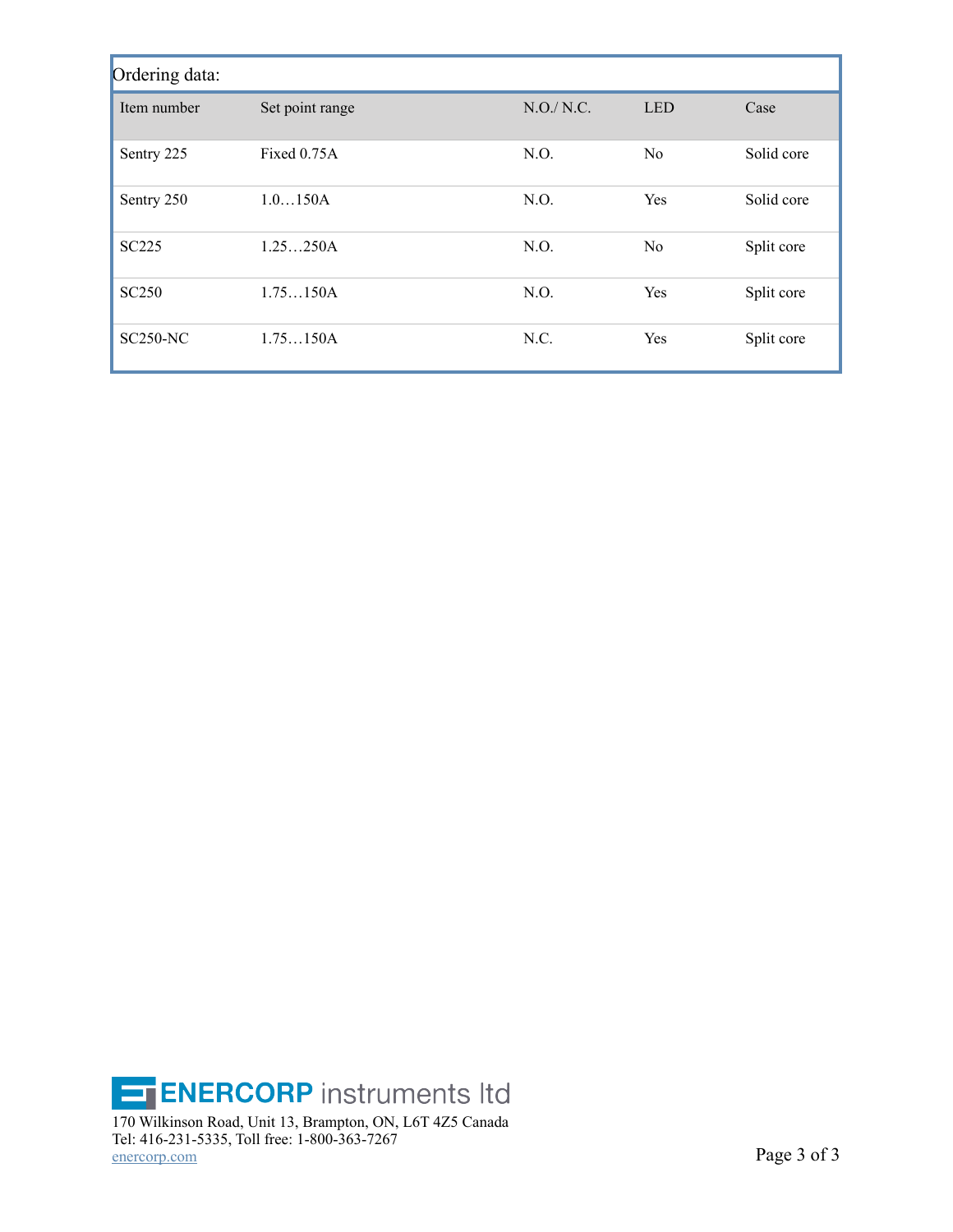Ordering data:

| Item number | Set point range | N.O./ N.C. | LED | Case |
|---|---|---|---|---|
| Sentry 225 | Fixed 0.75A | N.O. | No | Solid core |
| Sentry 250 | 1.0…150A | N.O. | Yes | Solid core |
| SC225 | 1.25…250A | N.O. | No | Split core |
| SC250 | 1.75…150A | N.O. | Yes | Split core |
| SC250-NC | 1.75…150A | N.C. | Yes | Split core |

ENERCORP instruments ltd

170 Wilkinson Road, Unit 13, Brampton, ON, L6T 4Z5 Canada
Tel: 416-231-5335, Toll free: 1-800-363-7267
enercorp.com